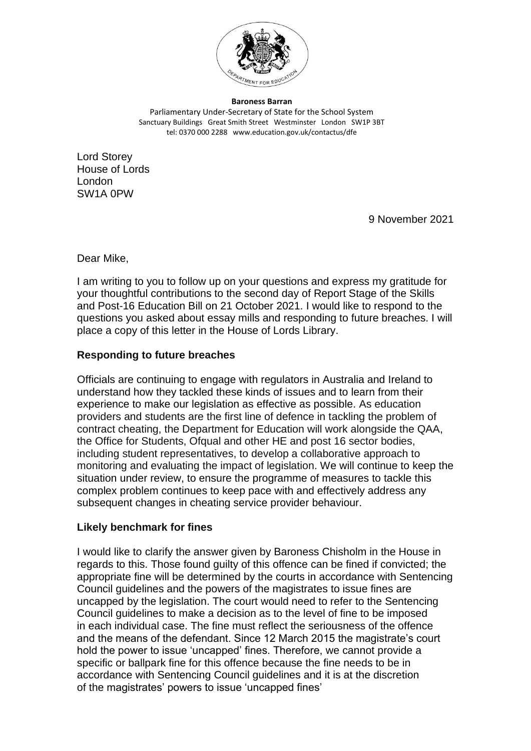**Baroness Barran**
Parliamentary Under-Secretary of State for the School System
Sanctuary Buildings Great Smith Street Westminster London SW1P 3BT
tel: 0370 000 2288 www.education.gov.uk/contactus/dfe

Lord Storey
House of Lords
London
SW1A 0PW

9 November 2021

Dear Mike,

I am writing to you to follow up on your questions and express my gratitude for your thoughtful contributions to the second day of Report Stage of the Skills and Post-16 Education Bill on 21 October 2021. I would like to respond to the questions you asked about essay mills and responding to future breaches. I will place a copy of this letter in the House of Lords Library.

## Responding to future breaches

Officials are continuing to engage with regulators in Australia and Ireland to understand how they tackled these kinds of issues and to learn from their experience to make our legislation as effective as possible. As education providers and students are the first line of defence in tackling the problem of contract cheating, the Department for Education will work alongside the QAA, the Office for Students, Ofqual and other HE and post 16 sector bodies, including student representatives, to develop a collaborative approach to monitoring and evaluating the impact of legislation. We will continue to keep the situation under review, to ensure the programme of measures to tackle this complex problem continues to keep pace with and effectively address any subsequent changes in cheating service provider behaviour.

## Likely benchmark for fines

I would like to clarify the answer given by Baroness Chisholm in the House in regards to this. Those found guilty of this offence can be fined if convicted; the appropriate fine will be determined by the courts in accordance with Sentencing Council guidelines and the powers of the magistrates to issue fines are uncapped by the legislation. The court would need to refer to the Sentencing Council guidelines to make a decision as to the level of fine to be imposed in each individual case. The fine must reflect the seriousness of the offence and the means of the defendant. Since 12 March 2015 the magistrate's court hold the power to issue 'uncapped' fines. Therefore, we cannot provide a specific or ballpark fine for this offence because the fine needs to be in accordance with Sentencing Council guidelines and it is at the discretion of the magistrates' powers to issue 'uncapped fines'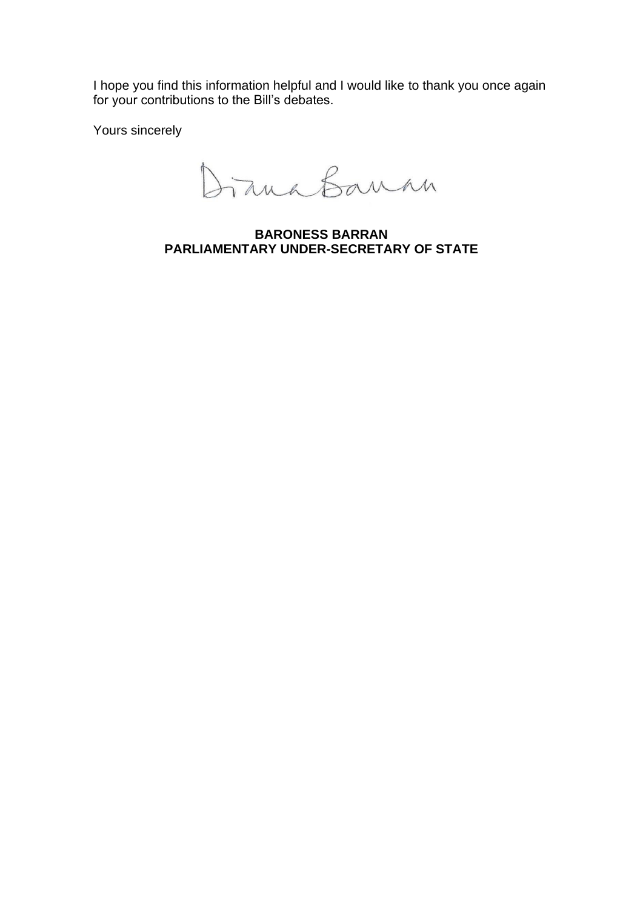I hope you find this information helpful and I would like to thank you once again for your contributions to the Bill's debates.

Yours sincerely

Diana Barran

**BARONESS BARRAN**
**PARLIAMENTARY UNDER-SECRETARY OF STATE**